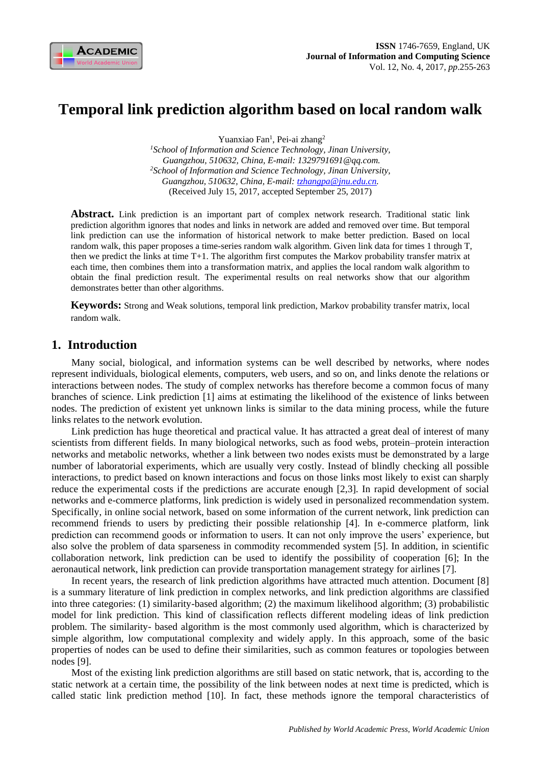# Temporal link prediction algorithm based on local random walk

Yuanxiao Fan[1], Pei-ai zhang[2]

[1]*School of Information and Science Technology, Jinan University, Guangzhou, 510632, China, E-mail: 1329791691@qq.com.*

[2]*School of Information and Science Technology, Jinan University, Guangzhou, 510632, China, E-mail: tzhangpa@jnu.edu.cn.*

(Received July 15, 2017, accepted September 25, 2017)

**Abstract.** Link prediction is an important part of complex network research. Traditional static link prediction algorithm ignores that nodes and links in network are added and removed over time. But temporal link prediction can use the information of historical network to make better prediction. Based on local random walk, this paper proposes a time-series random walk algorithm. Given link data for times 1 through T, then we predict the links at time T+1. The algorithm first computes the Markov probability transfer matrix at each time, then combines them into a transformation matrix, and applies the local random walk algorithm to obtain the final prediction result. The experimental results on real networks show that our algorithm demonstrates better than other algorithms.

**Keywords:** Strong and Weak solutions, temporal link prediction, Markov probability transfer matrix, local random walk.

## 1. Introduction

Many social, biological, and information systems can be well described by networks, where nodes represent individuals, biological elements, computers, web users, and so on, and links denote the relations or interactions between nodes. The study of complex networks has therefore become a common focus of many branches of science. Link prediction [1] aims at estimating the likelihood of the existence of links between nodes. The prediction of existent yet unknown links is similar to the data mining process, while the future links relates to the network evolution.

Link prediction has huge theoretical and practical value. It has attracted a great deal of interest of many scientists from different fields. In many biological networks, such as food webs, protein–protein interaction networks and metabolic networks, whether a link between two nodes exists must be demonstrated by a large number of laboratorial experiments, which are usually very costly. Instead of blindly checking all possible interactions, to predict based on known interactions and focus on those links most likely to exist can sharply reduce the experimental costs if the predictions are accurate enough [2,3]. In rapid development of social networks and e-commerce platforms, link prediction is widely used in personalized recommendation system. Specifically, in online social network, based on some information of the current network, link prediction can recommend friends to users by predicting their possible relationship [4]. In e-commerce platform, link prediction can recommend goods or information to users. It can not only improve the users' experience, but also solve the problem of data sparseness in commodity recommended system [5]. In addition, in scientific collaboration network, link prediction can be used to identify the possibility of cooperation [6]; In the aeronautical network, link prediction can provide transportation management strategy for airlines [7].

In recent years, the research of link prediction algorithms have attracted much attention. Document [8] is a summary literature of link prediction in complex networks, and link prediction algorithms are classified into three categories: (1) similarity-based algorithm; (2) the maximum likelihood algorithm; (3) probabilistic model for link prediction. This kind of classification reflects different modeling ideas of link prediction problem. The similarity- based algorithm is the most commonly used algorithm, which is characterized by simple algorithm, low computational complexity and widely apply. In this approach, some of the basic properties of nodes can be used to define their similarities, such as common features or topologies between nodes [9].

Most of the existing link prediction algorithms are still based on static network, that is, according to the static network at a certain time, the possibility of the link between nodes at next time is predicted, which is called static link prediction method [10]. In fact, these methods ignore the temporal characteristics of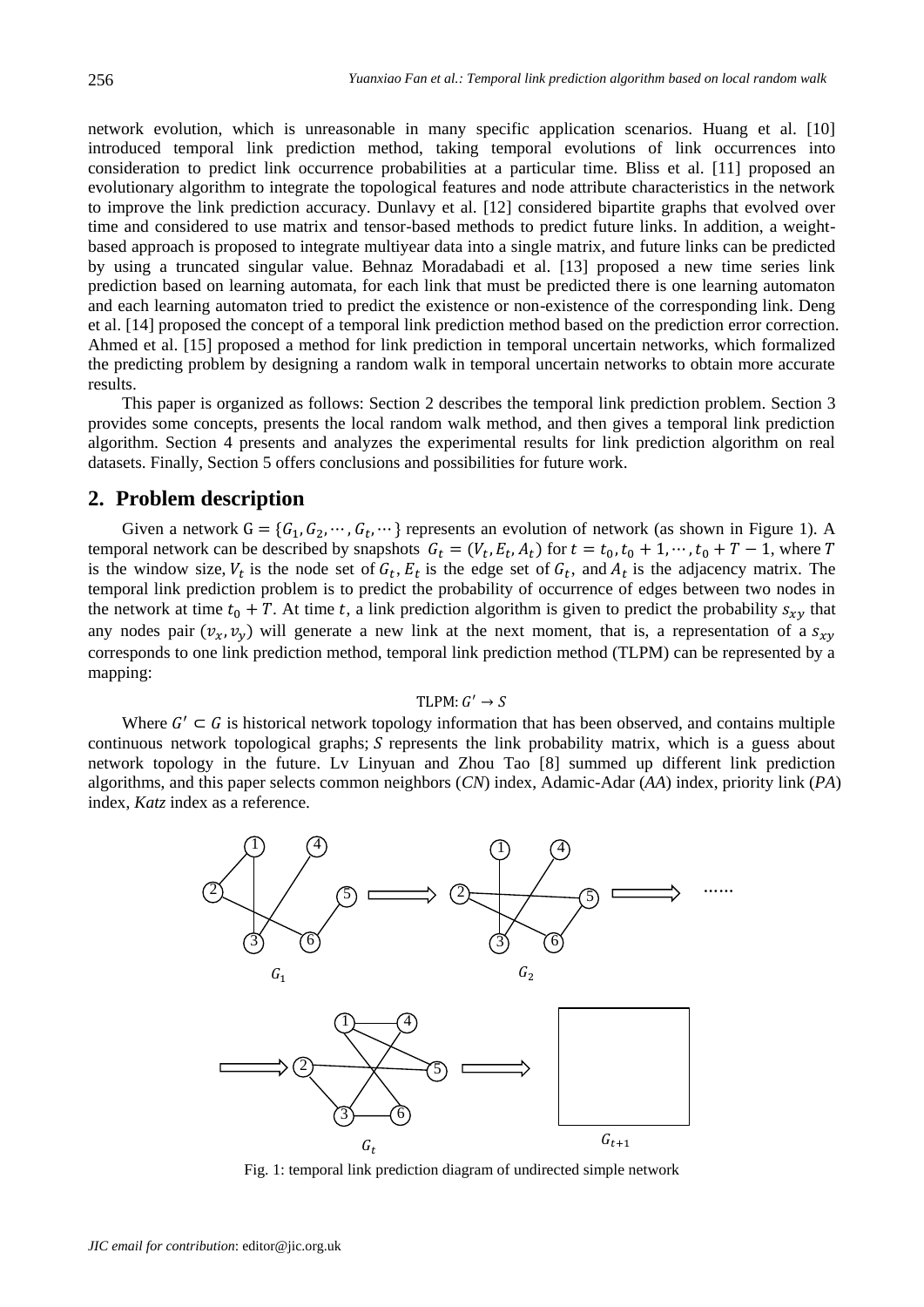network evolution, which is unreasonable in many specific application scenarios. Huang et al. [10] introduced temporal link prediction method, taking temporal evolutions of link occurrences into consideration to predict link occurrence probabilities at a particular time. Bliss et al. [11] proposed an evolutionary algorithm to integrate the topological features and node attribute characteristics in the network to improve the link prediction accuracy. Dunlavy et al. [12] considered bipartite graphs that evolved over time and considered to use matrix and tensor-based methods to predict future links. In addition, a weight-based approach is proposed to integrate multiyear data into a single matrix, and future links can be predicted by using a truncated singular value. Behnaz Moradabadi et al. [13] proposed a new time series link prediction based on learning automata, for each link that must be predicted there is one learning automaton and each learning automaton tried to predict the existence or non-existence of the corresponding link. Deng et al. [14] proposed the concept of a temporal link prediction method based on the prediction error correction. Ahmed et al. [15] proposed a method for link prediction in temporal uncertain networks, which formalized the predicting problem by designing a random walk in temporal uncertain networks to obtain more accurate results.

This paper is organized as follows: Section 2 describes the temporal link prediction problem. Section 3 provides some concepts, presents the local random walk method, and then gives a temporal link prediction algorithm. Section 4 presents and analyzes the experimental results for link prediction algorithm on real datasets. Finally, Section 5 offers conclusions and possibilities for future work.

## 2. Problem description

Given a network $G = \{G_1, G_2, \cdots, G_t, \cdots\}$ represents an evolution of network (as shown in Figure 1). A temporal network can be described by snapshots $G_t = (V_t, E_t, A_t)$ for $t = t_0, t_0 + 1, \cdots, t_0 + T - 1$, where $T$ is the window size, $V_t$ is the node set of $G_t$, $E_t$ is the edge set of $G_t$, and $A_t$ is the adjacency matrix. The temporal link prediction problem is to predict the probability of occurrence of edges between two nodes in the network at time $t_0 + T$. At time $t$, a link prediction algorithm is given to predict the probability $s_{xy}$ that any nodes pair $(v_x, v_y)$ will generate a new link at the next moment, that is, a representation of a $s_{xy}$ corresponds to one link prediction method, temporal link prediction method (TLPM) can be represented by a mapping:

$$\text{TLPM}: G' \rightarrow S$$

Where $G' \subset G$ is historical network topology information that has been observed, and contains multiple continuous network topological graphs; $S$ represents the link probability matrix, which is a guess about network topology in the future. Lv Linyuan and Zhou Tao [8] summed up different link prediction algorithms, and this paper selects common neighbors (*CN*) index, Adamic-Adar (*AA*) index, priority link (*PA*) index, *Katz* index as a reference.

Fig. 1: temporal link prediction diagram of undirected simple network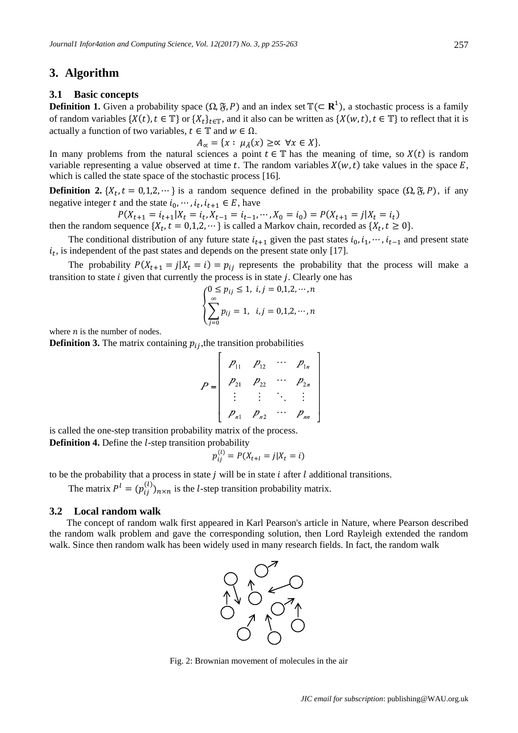## 3. Algorithm

### 3.1 Basic concepts

**Definition 1.** Given a probability space $(\Omega, \mathfrak{F}, P)$ and an index set $\mathbb{T}(\subset \mathbf{R}^1)$, a stochastic process is a family of random variables $\{X(t), t \in \mathbb{T}\}$ or $\{X_t\}_{t\in\mathbb{T}}$, and it also can be written as $\{X(w,t), t \in \mathbb{T}\}$ to reflect that it is actually a function of two variables, $t \in \mathbb{T}$ and $w \in \Omega$.

$$A_{\propto} = \{x : \mu_{\tilde{A}}(x) \geq \propto \ \forall x \in X\}.$$

In many problems from the natural sciences a point $t \in \mathbb{T}$ has the meaning of time, so $X(t)$ is random variable representing a value observed at time $t$. The random variables $X(w,t)$ take values in the space $E$, which is called the state space of the stochastic process [16].

**Definition 2.** $\{X_t, t = 0,1,2,\cdots\}$ is a random sequence defined in the probability space $(\Omega, \mathfrak{F}, P)$, if any negative integer $t$ and the state $i_0, \cdots, i_t, i_{t+1} \in E$, have

$$P(X_{t+1} = i_{t+1} | X_t = i_t, X_{t-1} = i_{t-1}, \cdots, X_0 = i_0) = P(X_{t+1} = j | X_t = i_t)$$

then the random sequence $\{X_t, t = 0,1,2,\cdots\}$ is called a Markov chain, recorded as $\{X_t, t \geq 0\}$.

The conditional distribution of any future state $i_{t+1}$ given the past states $i_0, i_1, \cdots, i_{t-1}$ and present state $i_t$, is independent of the past states and depends on the present state only [17].

The probability $P(X_{t+1} = j | X_t = i) = p_{ij}$ represents the probability that the process will make a transition to state $i$ given that currently the process is in state $j$. Clearly one has

$$\begin{cases} 0 \leq p_{ij} \leq 1, \ i,j = 0,1,2,\cdots,n \\ \sum_{j=0}^{\infty} p_{ij} = 1, \ \ i,j = 0,1,2,\cdots,n \end{cases}$$

where $n$ is the number of nodes.

**Definition 3.** The matrix containing $p_{ij}$,the transition probabilities

$$P = \begin{bmatrix} p_{11} & p_{12} & \cdots & p_{1n} \\ p_{21} & p_{22} & \cdots & p_{2n} \\ \vdots & \vdots & \ddots & \vdots \\ p_{n1} & p_{n2} & \cdots & p_{nn} \end{bmatrix}$$

is called the one-step transition probability matrix of the process.

**Definition 4.** Define the $l$-step transition probability

$$p_{ij}^{(l)} = P(X_{t+l} = j | X_t = i)$$

to be the probability that a process in state $j$ will be in state $i$ after $l$ additional transitions.

The matrix $P^l = (p_{ij}^{(l)})_{n\times n}$ is the $l$-step transition probability matrix.

### 3.2 Local random walk

The concept of random walk first appeared in Karl Pearson's article in Nature, where Pearson described the random walk problem and gave the corresponding solution, then Lord Rayleigh extended the random walk. Since then random walk has been widely used in many research fields. In fact, the random walk

Fig. 2: Brownian movement of molecules in the air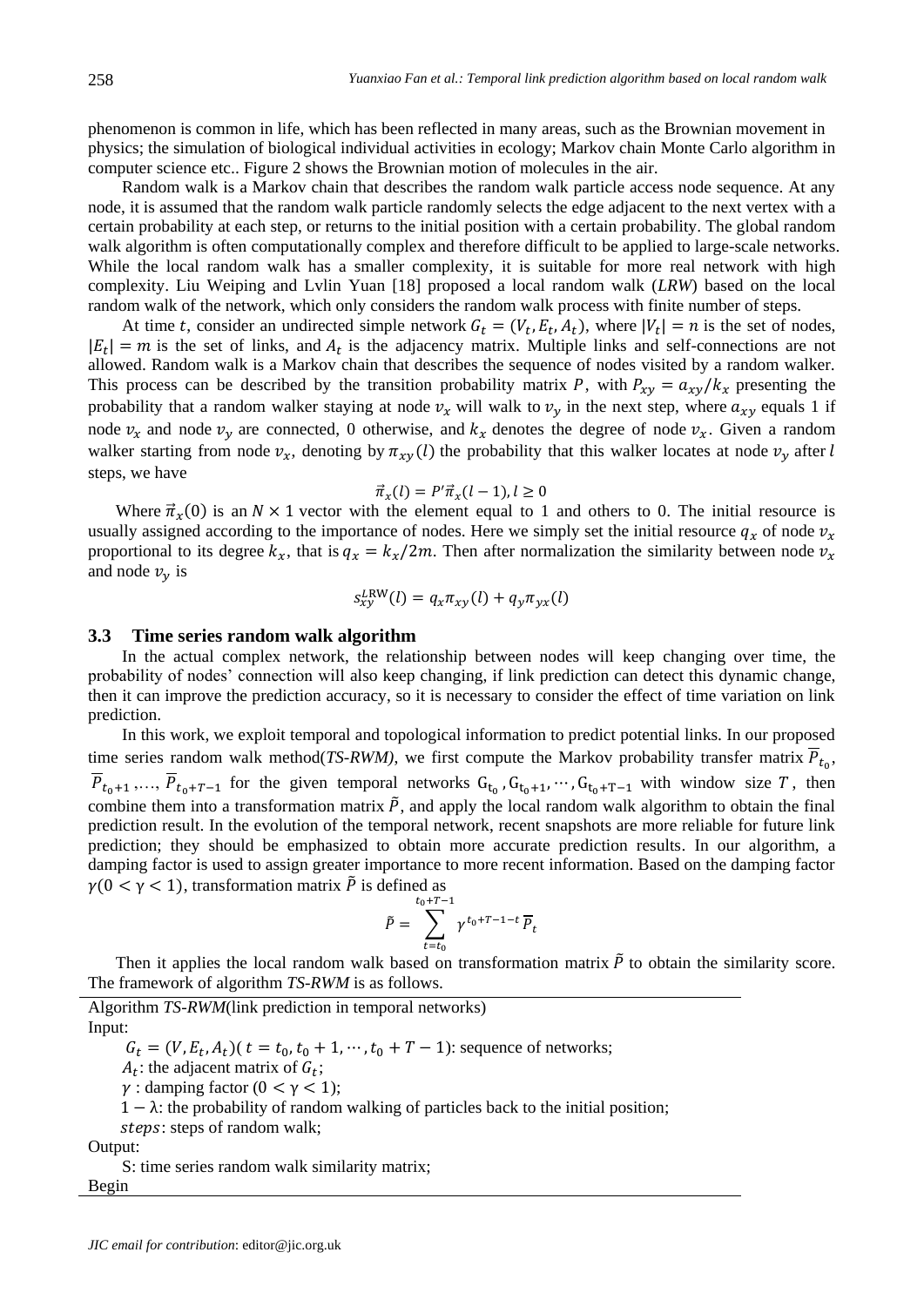phenomenon is common in life, which has been reflected in many areas, such as the Brownian movement in physics; the simulation of biological individual activities in ecology; Markov chain Monte Carlo algorithm in computer science etc.. Figure 2 shows the Brownian motion of molecules in the air.

Random walk is a Markov chain that describes the random walk particle access node sequence. At any node, it is assumed that the random walk particle randomly selects the edge adjacent to the next vertex with a certain probability at each step, or returns to the initial position with a certain probability. The global random walk algorithm is often computationally complex and therefore difficult to be applied to large-scale networks. While the local random walk has a smaller complexity, it is suitable for more real network with high complexity. Liu Weiping and Lvlin Yuan [18] proposed a local random walk (*LRW*) based on the local random walk of the network, which only considers the random walk process with finite number of steps.

At time $t$, consider an undirected simple network $G_t = (V_t, E_t, A_t)$, where $|V_t| = n$ is the set of nodes, $|E_t| = m$ is the set of links, and $A_t$ is the adjacency matrix. Multiple links and self-connections are not allowed. Random walk is a Markov chain that describes the sequence of nodes visited by a random walker. This process can be described by the transition probability matrix $P$, with $P_{xy} = a_{xy}/k_x$ presenting the probability that a random walker staying at node $v_x$ will walk to $v_y$ in the next step, where $a_{xy}$ equals 1 if node $v_x$ and node $v_y$ are connected, 0 otherwise, and $k_x$ denotes the degree of node $v_x$. Given a random walker starting from node $v_x$, denoting by $\pi_{xy}(l)$ the probability that this walker locates at node $v_y$ after $l$ steps, we have

$$\vec{\pi}_x(l) = P'\vec{\pi}_x(l-1), l \geq 0$$

Where $\vec{\pi}_x(0)$ is an $N \times 1$ vector with the element equal to 1 and others to 0. The initial resource is usually assigned according to the importance of nodes. Here we simply set the initial resource $q_x$ of node $v_x$ proportional to its degree $k_x$, that is $q_x = k_x/2m$. Then after normalization the similarity between node $v_x$ and node $v_y$ is

$$s_{xy}^{LRW}(l) = q_x\pi_{xy}(l) + q_y\pi_{yx}(l)$$

### 3.3 Time series random walk algorithm

In the actual complex network, the relationship between nodes will keep changing over time, the probability of nodes' connection will also keep changing, if link prediction can detect this dynamic change, then it can improve the prediction accuracy, so it is necessary to consider the effect of time variation on link prediction.

In this work, we exploit temporal and topological information to predict potential links. In our proposed time series random walk method(*TS-RWM)*, we first compute the Markov probability transfer matrix $\overline{P}_{t_0}$, $\overline{P}_{t_0+1}$ ,..., $\overline{P}_{t_0+T-1}$ for the given temporal networks $G_{t_0}, G_{t_0+1}, \cdots, G_{t_0+T-1}$ with window size $T$, then combine them into a transformation matrix $\tilde{P}$, and apply the local random walk algorithm to obtain the final prediction result. In the evolution of the temporal network, recent snapshots are more reliable for future link prediction; they should be emphasized to obtain more accurate prediction results. In our algorithm, a damping factor is used to assign greater importance to more recent information. Based on the damping factor $\gamma(0 < \gamma < 1)$, transformation matrix $\tilde{P}$ is defined as

$$\tilde{P} = \sum_{t=t_0}^{t_0+T-1} \gamma^{t_0+T-1-t}\,\overline{P}_t$$

Then it applies the local random walk based on transformation matrix $\tilde{P}$ to obtain the similarity score. The framework of algorithm *TS-RWM* is as follows.

Algorithm *TS-RWM*(link prediction in temporal networks)

Input:

$G_t = (V, E_t, A_t)( t = t_0, t_0 + 1, \cdots, t_0 + T - 1)$: sequence of networks;

$A_t$: the adjacent matrix of $G_t$;

$\gamma$ : damping factor $(0 < \gamma < 1)$;

$1 - \lambda$: the probability of random walking of particles back to the initial position;

$steps$: steps of random walk;

Output:

S: time series random walk similarity matrix;

Begin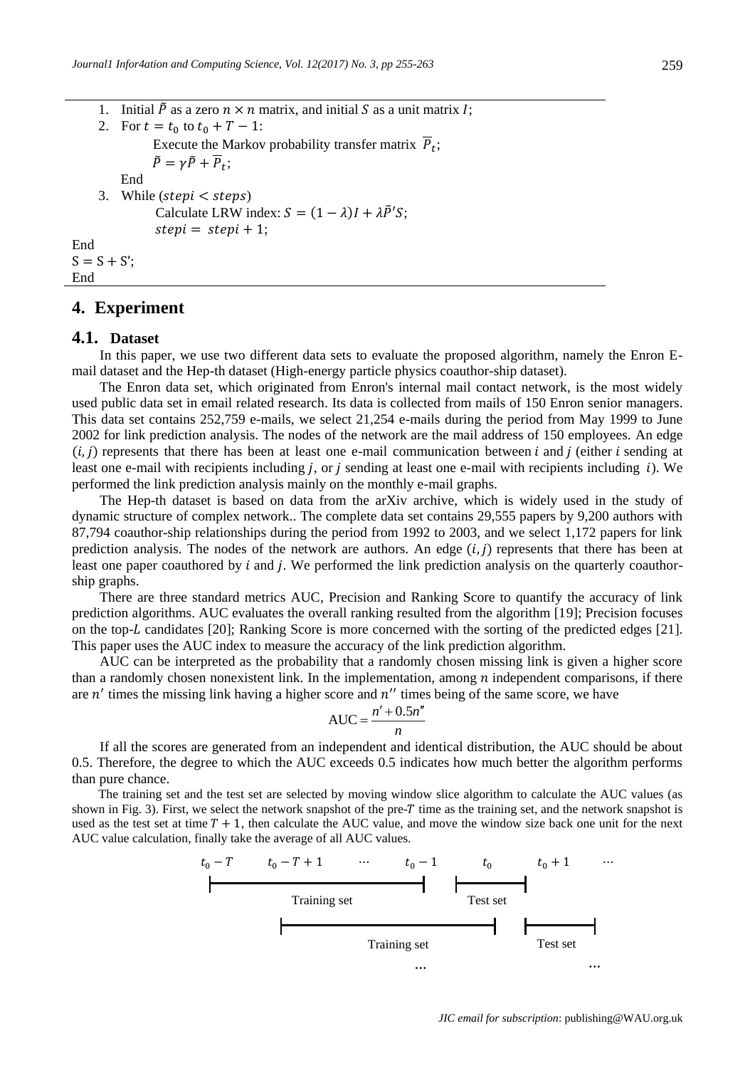1. Initial $\tilde{P}$ as a zero $n \times n$ matrix, and initial $S$ as a unit matrix $I$;
2. For $t = t_0$ to $t_0 + T - 1$:
   Execute the Markov probability transfer matrix $\overline{P}_t$;
   $\tilde{P} = \gamma\tilde{P} + \overline{P}_t$;
   End
3. While ($stepi < steps$)
   Calculate LRW index: $S = (1-\lambda)I + \lambda\tilde{P}'S$;
   $stepi = stepi + 1$;

End
S = S + S';
End

## 4. Experiment

### 4.1. Dataset

In this paper, we use two different data sets to evaluate the proposed algorithm, namely the Enron E-mail dataset and the Hep-th dataset (High-energy particle physics coauthor-ship dataset).

The Enron data set, which originated from Enron's internal mail contact network, is the most widely used public data set in email related research. Its data is collected from mails of 150 Enron senior managers. This data set contains 252,759 e-mails, we select 21,254 e-mails during the period from May 1999 to June 2002 for link prediction analysis. The nodes of the network are the mail address of 150 employees. An edge $(i, j)$ represents that there has been at least one e-mail communication between $i$ and $j$ (either $i$ sending at least one e-mail with recipients including $j$, or $j$ sending at least one e-mail with recipients including $i$). We performed the link prediction analysis mainly on the monthly e-mail graphs.

The Hep-th dataset is based on data from the arXiv archive, which is widely used in the study of dynamic structure of complex network.. The complete data set contains 29,555 papers by 9,200 authors with 87,794 coauthor-ship relationships during the period from 1992 to 2003, and we select 1,172 papers for link prediction analysis. The nodes of the network are authors. An edge $(i, j)$ represents that there has been at least one paper coauthored by $i$ and $j$. We performed the link prediction analysis on the quarterly coauthor-ship graphs.

There are three standard metrics AUC, Precision and Ranking Score to quantify the accuracy of link prediction algorithms. AUC evaluates the overall ranking resulted from the algorithm [19]; Precision focuses on the top-$L$ candidates [20]; Ranking Score is more concerned with the sorting of the predicted edges [21]. This paper uses the AUC index to measure the accuracy of the link prediction algorithm.

AUC can be interpreted as the probability that a randomly chosen missing link is given a higher score than a randomly chosen nonexistent link. In the implementation, among $n$ independent comparisons, if there are $n'$ times the missing link having a higher score and $n''$ times being of the same score, we have

$$\text{AUC} = \frac{n' + 0.5n''}{n}$$

If all the scores are generated from an independent and identical distribution, the AUC should be about 0.5. Therefore, the degree to which the AUC exceeds 0.5 indicates how much better the algorithm performs than pure chance.

The training set and the test set are selected by moving window slice algorithm to calculate the AUC values (as shown in Fig. 3). First, we select the network snapshot of the pre-$T$ time as the training set, and the network snapshot is used as the test set at time $T + 1$, then calculate the AUC value, and move the window size back one unit for the next AUC value calculation, finally take the average of all AUC values.

$t_0 - T$ &nbsp;&nbsp; $t_0 - T + 1$ &nbsp;&nbsp; ··· &nbsp;&nbsp; $t_0 - 1$ &nbsp;&nbsp; $t_0$ &nbsp;&nbsp; $t_0 + 1$ &nbsp;&nbsp; ···

Training set &nbsp;&nbsp; Test set

Training set &nbsp;&nbsp; Test set

... &nbsp;&nbsp; ...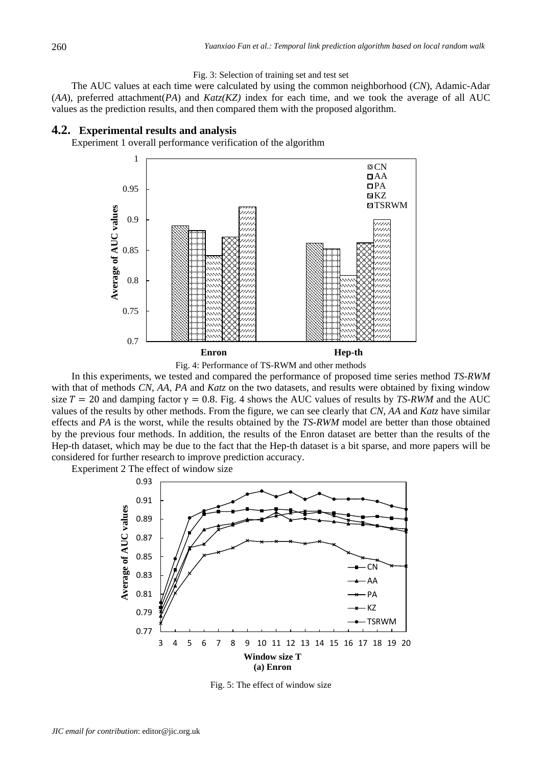Fig. 3: Selection of training set and test set

The AUC values at each time were calculated by using the common neighborhood (*CN*), Adamic-Adar (*AA*), preferred attachment(*PA*) and *Katz(KZ)* index for each time, and we took the average of all AUC values as the prediction results, and then compared them with the proposed algorithm.

## 4.2. Experimental results and analysis

Experiment 1 overall performance verification of the algorithm

Fig. 4: Performance of TS-RWM and other methods

In this experiments, we tested and compared the performance of proposed time series method *TS-RWM* with that of methods *CN*, *AA*, *PA* and *Katz* on the two datasets, and results were obtained by fixing window size $T = 20$ and damping factor $\gamma = 0.8$. Fig. 4 shows the AUC values of results by *TS-RWM* and the AUC values of the results by other methods. From the figure, we can see clearly that *CN*, *AA* and *Katz* have similar effects and *PA* is the worst, while the results obtained by the *TS-RWM* model are better than those obtained by the previous four methods. In addition, the results of the Enron dataset are better than the results of the Hep-th dataset, which may be due to the fact that the Hep-th dataset is a bit sparse, and more papers will be considered for further research to improve prediction accuracy.

Experiment 2 The effect of window size

(a) Enron

Fig. 5: The effect of window size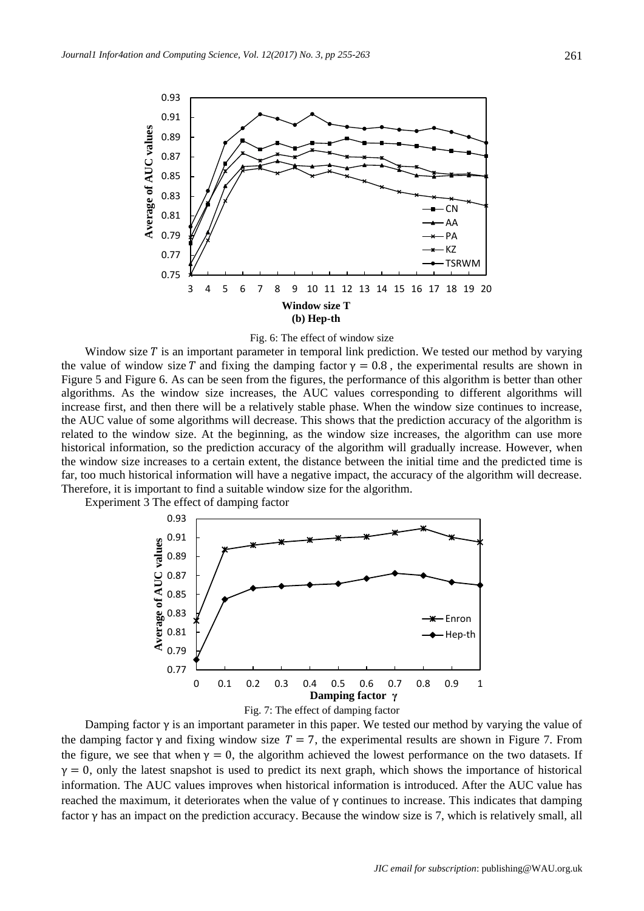Fig. 6: The effect of window size

Window size $T$ is an important parameter in temporal link prediction. We tested our method by varying the value of window size $T$ and fixing the damping factor $\gamma = 0.8$, the experimental results are shown in Figure 5 and Figure 6. As can be seen from the figures, the performance of this algorithm is better than other algorithms. As the window size increases, the AUC values corresponding to different algorithms will increase first, and then there will be a relatively stable phase. When the window size continues to increase, the AUC value of some algorithms will decrease. This shows that the prediction accuracy of the algorithm is related to the window size. At the beginning, as the window size increases, the algorithm can use more historical information, so the prediction accuracy of the algorithm will gradually increase. However, when the window size increases to a certain extent, the distance between the initial time and the predicted time is far, too much historical information will have a negative impact, the accuracy of the algorithm will decrease. Therefore, it is important to find a suitable window size for the algorithm.

Experiment 3 The effect of damping factor

Fig. 7: The effect of damping factor

Damping factor $\gamma$ is an important parameter in this paper. We tested our method by varying the value of the damping factor $\gamma$ and fixing window size $T = 7$, the experimental results are shown in Figure 7. From the figure, we see that when $\gamma = 0$, the algorithm achieved the lowest performance on the two datasets. If $\gamma = 0$, only the latest snapshot is used to predict its next graph, which shows the importance of historical information. The AUC values improves when historical information is introduced. After the AUC value has reached the maximum, it deteriorates when the value of $\gamma$ continues to increase. This indicates that damping factor $\gamma$ has an impact on the prediction accuracy. Because the window size is 7, which is relatively small, all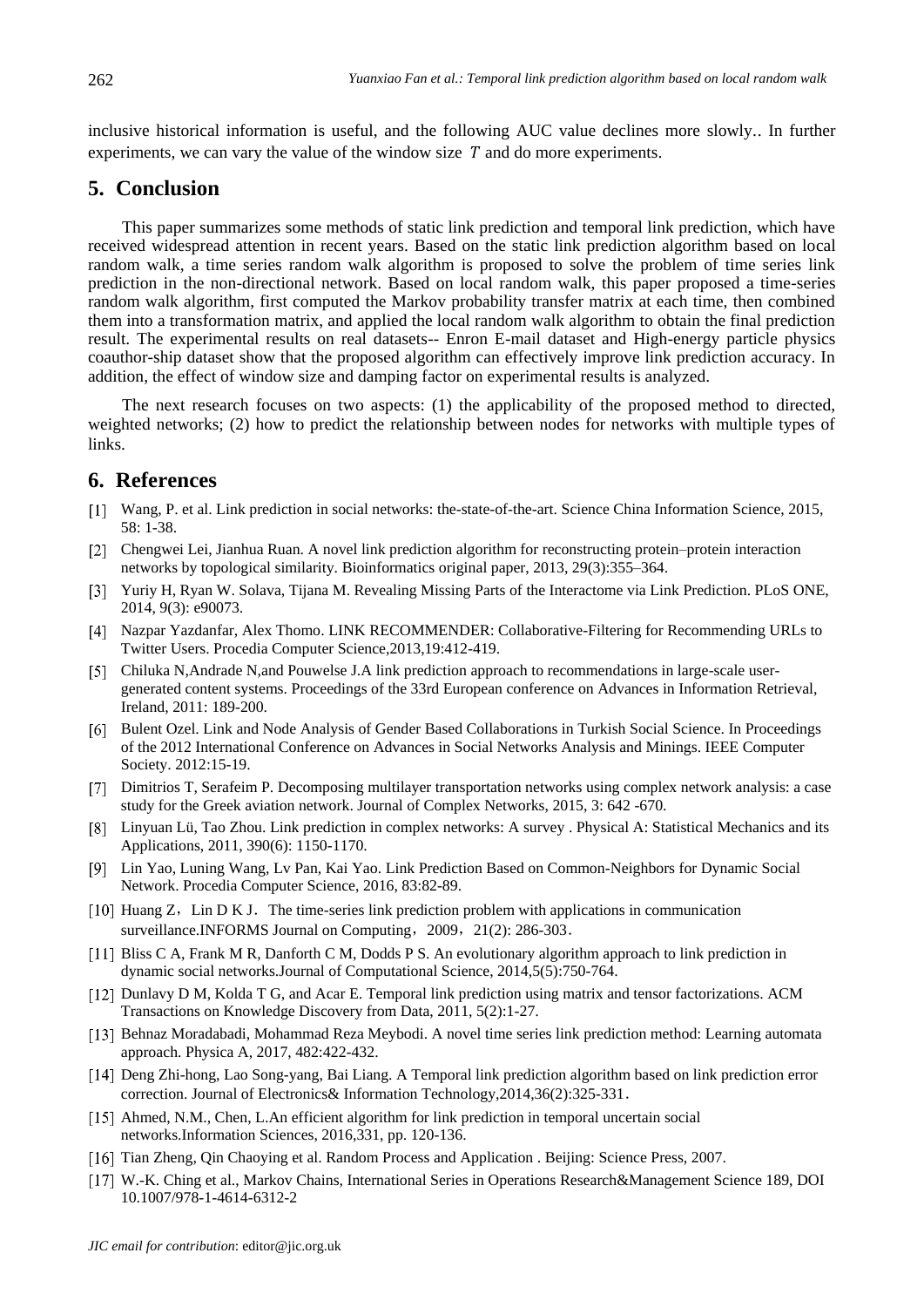inclusive historical information is useful, and the following AUC value declines more slowly.. In further experiments, we can vary the value of the window size $T$ and do more experiments.

## 5. Conclusion

This paper summarizes some methods of static link prediction and temporal link prediction, which have received widespread attention in recent years. Based on the static link prediction algorithm based on local random walk, a time series random walk algorithm is proposed to solve the problem of time series link prediction in the non-directional network. Based on local random walk, this paper proposed a time-series random walk algorithm, first computed the Markov probability transfer matrix at each time, then combined them into a transformation matrix, and applied the local random walk algorithm to obtain the final prediction result. The experimental results on real datasets-- Enron E-mail dataset and High-energy particle physics coauthor-ship dataset show that the proposed algorithm can effectively improve link prediction accuracy. In addition, the effect of window size and damping factor on experimental results is analyzed.

The next research focuses on two aspects: (1) the applicability of the proposed method to directed, weighted networks; (2) how to predict the relationship between nodes for networks with multiple types of links.

## 6. References

[1] Wang, P. et al. Link prediction in social networks: the-state-of-the-art. Science China Information Science, 2015, 58: 1-38.

[2] Chengwei Lei, Jianhua Ruan. A novel link prediction algorithm for reconstructing protein–protein interaction networks by topological similarity. Bioinformatics original paper, 2013, 29(3):355–364.

[3] Yuriy H, Ryan W. Solava, Tijana M. Revealing Missing Parts of the Interactome via Link Prediction. PLoS ONE, 2014, 9(3): e90073.

[4] Nazpar Yazdanfar, Alex Thomo. LINK RECOMMENDER: Collaborative-Filtering for Recommending URLs to Twitter Users. Procedia Computer Science,2013,19:412-419.

[5] Chiluka N,Andrade N,and Pouwelse J.A link prediction approach to recommendations in large-scale user-generated content systems. Proceedings of the 33rd European conference on Advances in Information Retrieval, Ireland, 2011: 189-200.

[6] Bulent Ozel. Link and Node Analysis of Gender Based Collaborations in Turkish Social Science. In Proceedings of the 2012 International Conference on Advances in Social Networks Analysis and Minings. IEEE Computer Society. 2012:15-19.

[7] Dimitrios T, Serafeim P. Decomposing multilayer transportation networks using complex network analysis: a case study for the Greek aviation network. Journal of Complex Networks, 2015, 3: 642 -670.

[8] Linyuan Lü, Tao Zhou. Link prediction in complex networks: A survey . Physical A: Statistical Mechanics and its Applications, 2011, 390(6): 1150-1170.

[9] Lin Yao, Luning Wang, Lv Pan, Kai Yao. Link Prediction Based on Common-Neighbors for Dynamic Social Network. Procedia Computer Science, 2016, 83:82-89.

[10] Huang Z，Lin D K J．The time-series link prediction problem with applications in communication surveillance.INFORMS Journal on Computing，2009，21(2): 286-303．

[11] Bliss C A, Frank M R, Danforth C M, Dodds P S. An evolutionary algorithm approach to link prediction in dynamic social networks.Journal of Computational Science, 2014,5(5):750-764.

[12] Dunlavy D M, Kolda T G, and Acar E. Temporal link prediction using matrix and tensor factorizations. ACM Transactions on Knowledge Discovery from Data, 2011, 5(2):1-27.

[13] Behnaz Moradabadi, Mohammad Reza Meybodi. A novel time series link prediction method: Learning automata approach. Physica A, 2017, 482:422-432.

[14] Deng Zhi-hong, Lao Song-yang, Bai Liang. A Temporal link prediction algorithm based on link prediction error correction. Journal of Electronics& Information Technology,2014,36(2):325-331．

[15] Ahmed, N.M., Chen, L.An efficient algorithm for link prediction in temporal uncertain social networks.Information Sciences, 2016,331, pp. 120-136.

[16] Tian Zheng, Qin Chaoying et al. Random Process and Application . Beijing: Science Press, 2007.

[17] W.-K. Ching et al., Markov Chains, International Series in Operations Research&Management Science 189, DOI 10.1007/978-1-4614-6312-2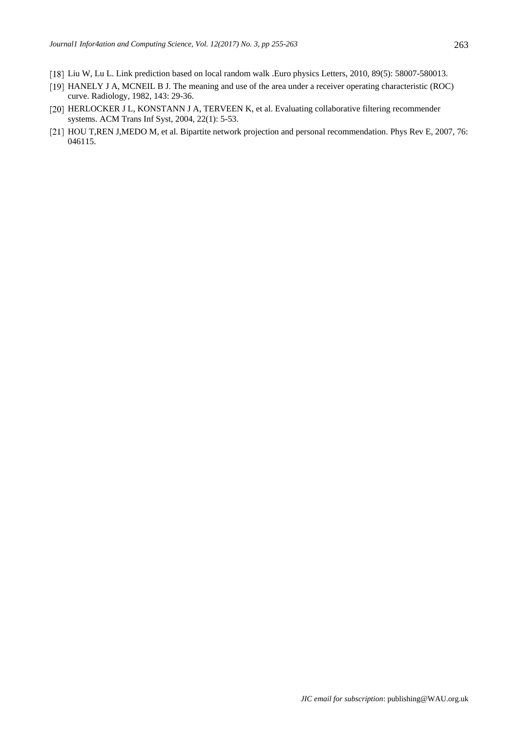[18] Liu W, Lu L. Link prediction based on local random walk .Euro physics Letters, 2010, 89(5): 58007-580013.

[19] HANELY J A, MCNEIL B J. The meaning and use of the area under a receiver operating characteristic (ROC) curve. Radiology, 1982, 143: 29-36.

[20] HERLOCKER J L, KONSTANN J A, TERVEEN K, et al. Evaluating collaborative filtering recommender systems. ACM Trans Inf Syst, 2004, 22(1): 5-53.

[21] HOU T,REN J,MEDO M, et al. Bipartite network projection and personal recommendation. Phys Rev E, 2007, 76: 046115.